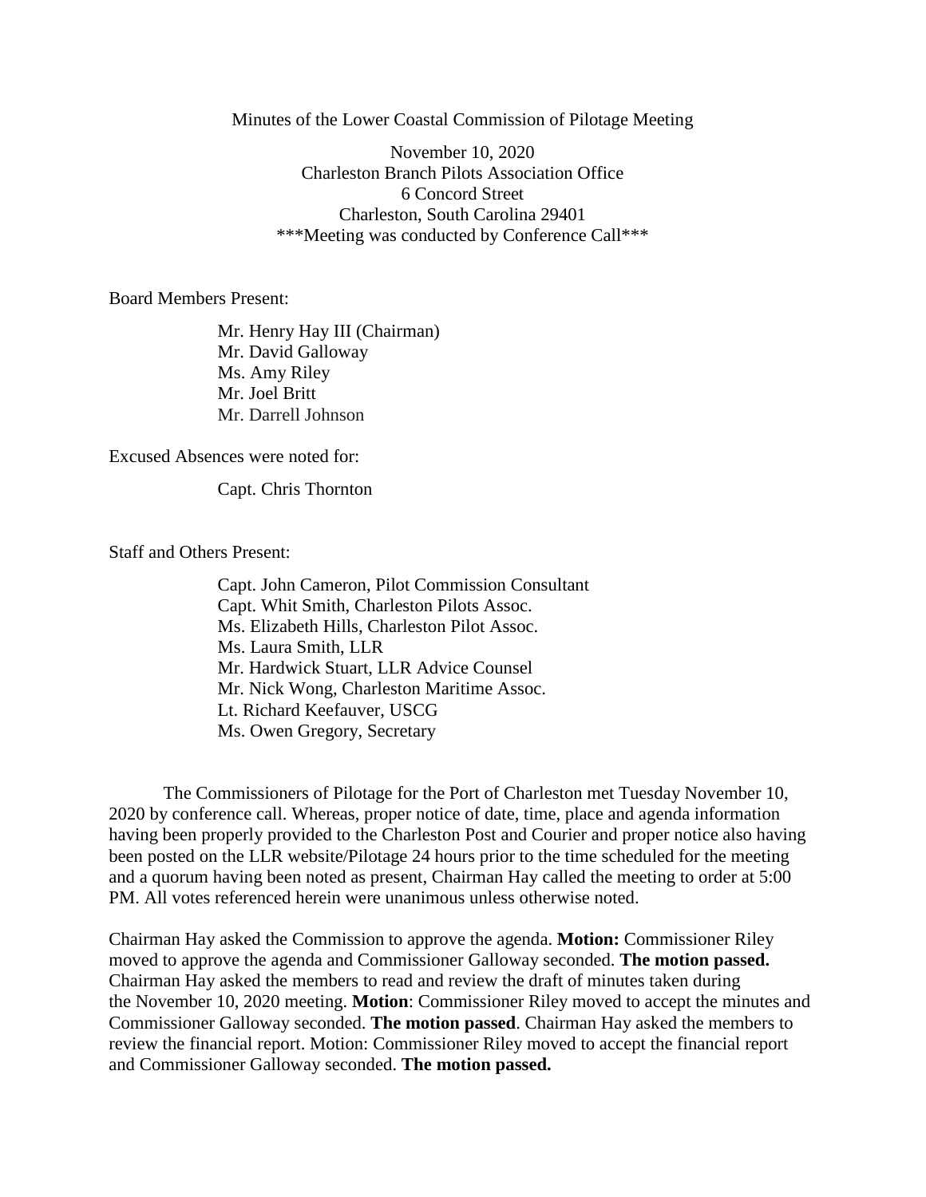Minutes of the Lower Coastal Commission of Pilotage Meeting

November 10, 2020
Charleston Branch Pilots Association Office
6 Concord Street
Charleston, South Carolina 29401
***Meeting was conducted by Conference Call***

Board Members Present:

Mr. Henry Hay III (Chairman)
Mr. David Galloway
Ms. Amy Riley
Mr. Joel Britt
Mr. Darrell Johnson

Excused Absences were noted for:

Capt. Chris Thornton

Staff and Others Present:

Capt. John Cameron, Pilot Commission Consultant
Capt. Whit Smith, Charleston Pilots Assoc.
Ms. Elizabeth Hills, Charleston Pilot Assoc.
Ms. Laura Smith, LLR
Mr. Hardwick Stuart, LLR Advice Counsel
Mr. Nick Wong, Charleston Maritime Assoc.
Lt. Richard Keefauver, USCG
Ms. Owen Gregory, Secretary

The Commissioners of Pilotage for the Port of Charleston met Tuesday November 10, 2020 by conference call. Whereas, proper notice of date, time, place and agenda information having been properly provided to the Charleston Post and Courier and proper notice also having been posted on the LLR website/Pilotage 24 hours prior to the time scheduled for the meeting and a quorum having been noted as present, Chairman Hay called the meeting to order at 5:00 PM. All votes referenced herein were unanimous unless otherwise noted.

Chairman Hay asked the Commission to approve the agenda. **Motion:** Commissioner Riley moved to approve the agenda and Commissioner Galloway seconded. **The motion passed.** Chairman Hay asked the members to read and review the draft of minutes taken during the November 10, 2020 meeting. **Motion**: Commissioner Riley moved to accept the minutes and Commissioner Galloway seconded. **The motion passed**. Chairman Hay asked the members to review the financial report. Motion: Commissioner Riley moved to accept the financial report and Commissioner Galloway seconded. **The motion passed.**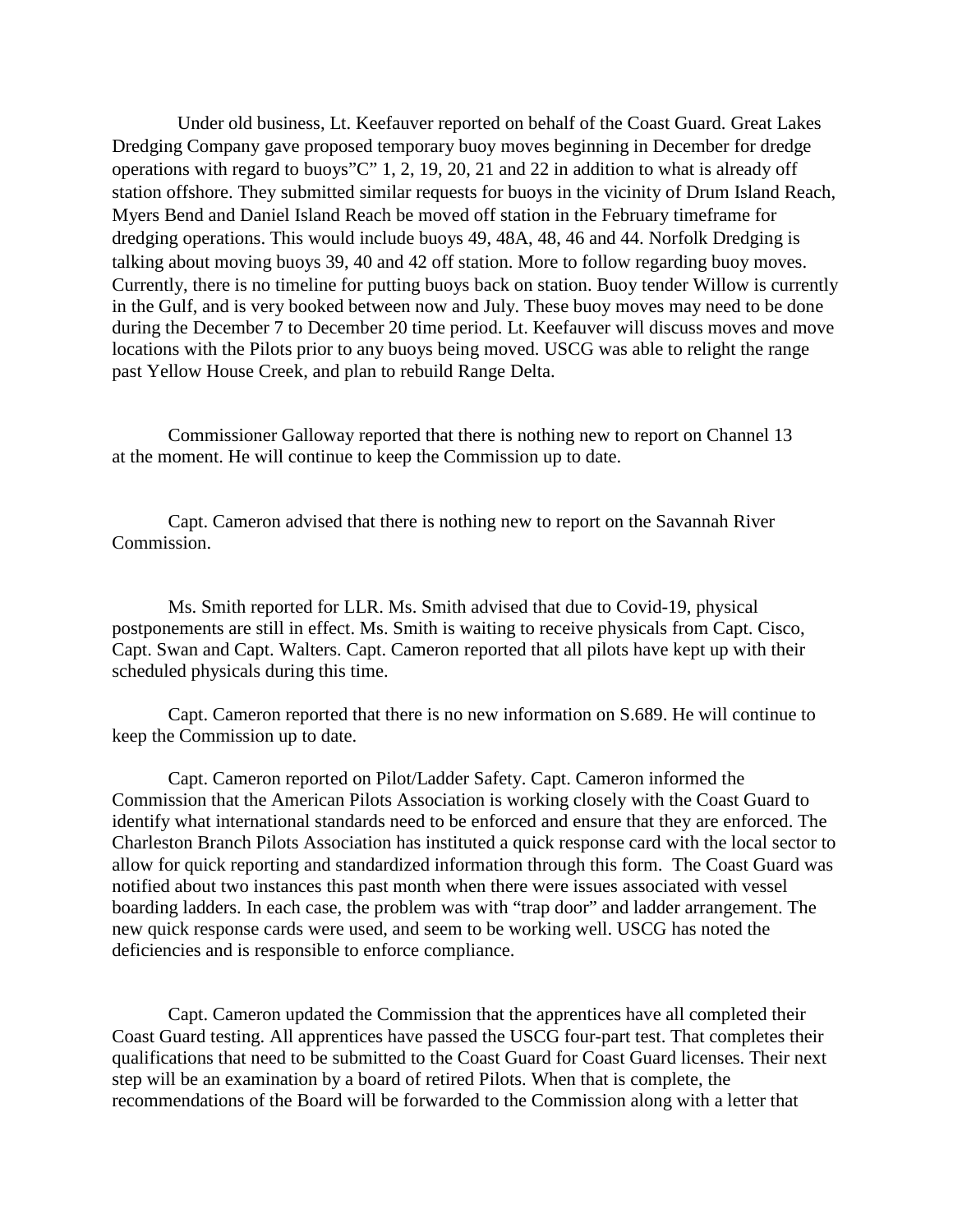Under old business, Lt. Keefauver reported on behalf of the Coast Guard. Great Lakes Dredging Company gave proposed temporary buoy moves beginning in December for dredge operations with regard to buoys"C" 1, 2, 19, 20, 21 and 22 in addition to what is already off station offshore. They submitted similar requests for buoys in the vicinity of Drum Island Reach, Myers Bend and Daniel Island Reach be moved off station in the February timeframe for dredging operations. This would include buoys 49, 48A, 48, 46 and 44. Norfolk Dredging is talking about moving buoys 39, 40 and 42 off station. More to follow regarding buoy moves. Currently, there is no timeline for putting buoys back on station. Buoy tender Willow is currently in the Gulf, and is very booked between now and July. These buoy moves may need to be done during the December 7 to December 20 time period. Lt. Keefauver will discuss moves and move locations with the Pilots prior to any buoys being moved. USCG was able to relight the range past Yellow House Creek, and plan to rebuild Range Delta.

Commissioner Galloway reported that there is nothing new to report on Channel 13 at the moment. He will continue to keep the Commission up to date.

Capt. Cameron advised that there is nothing new to report on the Savannah River Commission.

Ms. Smith reported for LLR. Ms. Smith advised that due to Covid-19, physical postponements are still in effect. Ms. Smith is waiting to receive physicals from Capt. Cisco, Capt. Swan and Capt. Walters. Capt. Cameron reported that all pilots have kept up with their scheduled physicals during this time.

Capt. Cameron reported that there is no new information on S.689. He will continue to keep the Commission up to date.

Capt. Cameron reported on Pilot/Ladder Safety. Capt. Cameron informed the Commission that the American Pilots Association is working closely with the Coast Guard to identify what international standards need to be enforced and ensure that they are enforced. The Charleston Branch Pilots Association has instituted a quick response card with the local sector to allow for quick reporting and standardized information through this form. The Coast Guard was notified about two instances this past month when there were issues associated with vessel boarding ladders. In each case, the problem was with "trap door" and ladder arrangement. The new quick response cards were used, and seem to be working well. USCG has noted the deficiencies and is responsible to enforce compliance.

Capt. Cameron updated the Commission that the apprentices have all completed their Coast Guard testing. All apprentices have passed the USCG four-part test. That completes their qualifications that need to be submitted to the Coast Guard for Coast Guard licenses. Their next step will be an examination by a board of retired Pilots. When that is complete, the recommendations of the Board will be forwarded to the Commission along with a letter that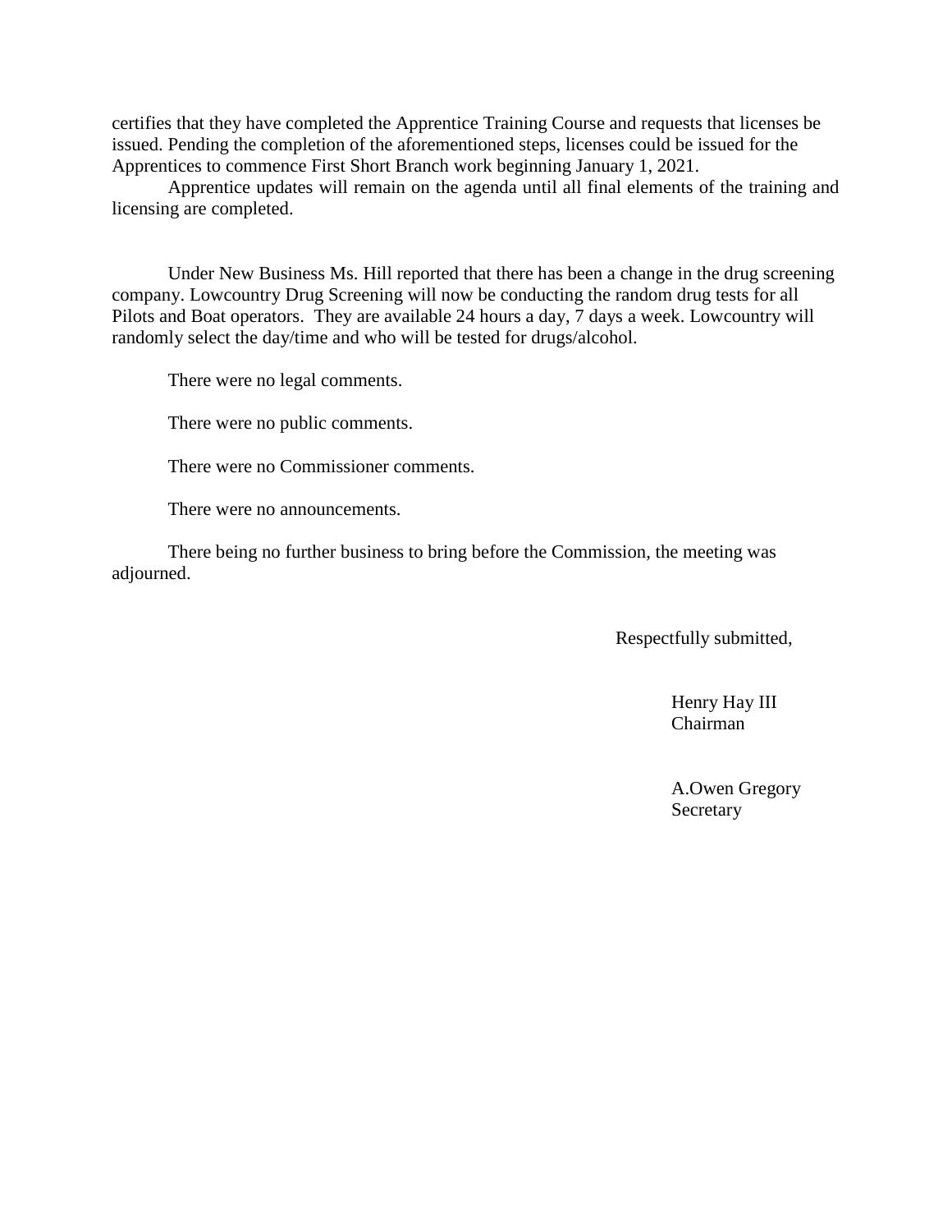certifies that they have completed the Apprentice Training Course and requests that licenses be issued. Pending the completion of the aforementioned steps, licenses could be issued for the Apprentices to commence First Short Branch work beginning January 1, 2021.

Apprentice updates will remain on the agenda until all final elements of the training and licensing are completed.

Under New Business Ms. Hill reported that there has been a change in the drug screening company. Lowcountry Drug Screening will now be conducting the random drug tests for all Pilots and Boat operators. They are available 24 hours a day, 7 days a week. Lowcountry will randomly select the day/time and who will be tested for drugs/alcohol.

There were no legal comments.

There were no public comments.

There were no Commissioner comments.

There were no announcements.

There being no further business to bring before the Commission, the meeting was adjourned.

Respectfully submitted,

Henry Hay III
Chairman

A.Owen Gregory
Secretary